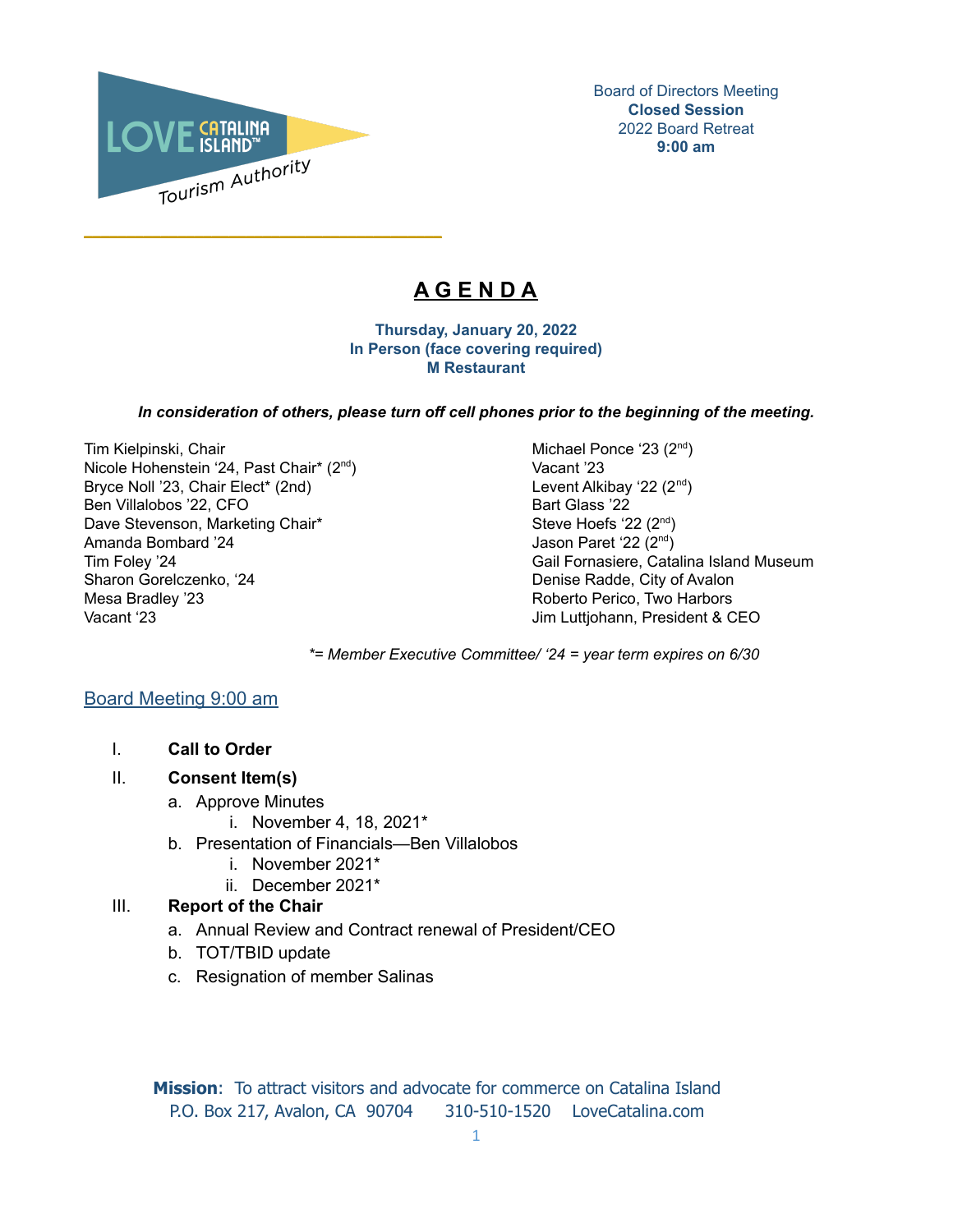LOVE CATALINA ISLAND™ Tourism Authority

Board of Directors Meeting
**Closed Session**
2022 Board Retreat
**9:00 am**

# AGENDA

**Thursday, January 20, 2022**
**In Person (face covering required)**
**M Restaurant**

***In consideration of others, please turn off cell phones prior to the beginning of the meeting.***

Tim Kielpinski, Chair
Nicole Hohenstein '24, Past Chair* (2nd)
Bryce Noll '23, Chair Elect* (2nd)
Ben Villalobos '22, CFO
Dave Stevenson, Marketing Chair*
Amanda Bombard '24
Tim Foley '24
Sharon Gorelczenko, '24
Mesa Bradley '23
Vacant '23
Michael Ponce '23 (2nd)
Vacant '23
Levent Alkibay '22 (2nd)
Bart Glass '22
Steve Hoefs '22 (2nd)
Jason Paret '22 (2nd)
Gail Fornasiere, Catalina Island Museum
Denise Radde, City of Avalon
Roberto Perico, Two Harbors
Jim Luttjohann, President & CEO

*\*= Member Executive Committee/ '24 = year term expires on 6/30*

## Board Meeting 9:00 am

I. **Call to Order**

II. **Consent Item(s)**
   a. Approve Minutes
      i. November 4, 18, 2021*
   b. Presentation of Financials—Ben Villalobos
      i. November 2021*
      ii. December 2021*

III. **Report of the Chair**
   a. Annual Review and Contract renewal of President/CEO
   b. TOT/TBID update
   c. Resignation of member Salinas

**Mission**: To attract visitors and advocate for commerce on Catalina Island
P.O. Box 217, Avalon, CA 90704 310-510-1520 LoveCatalina.com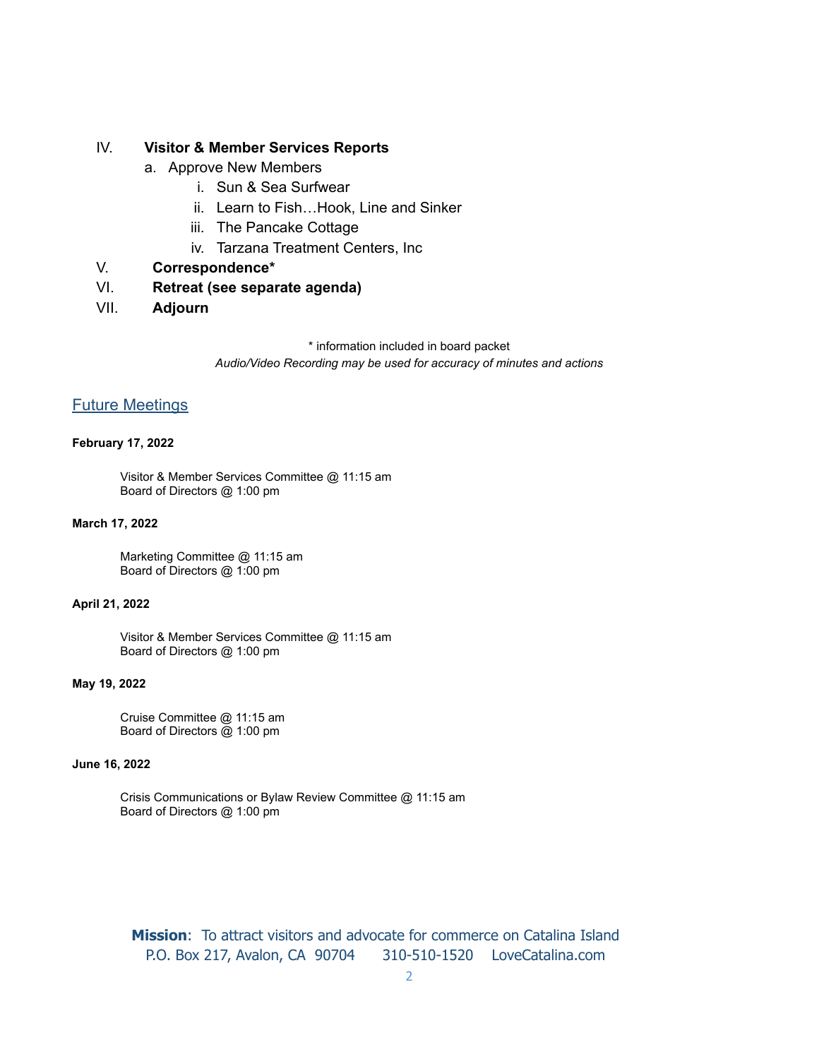IV. **Visitor & Member Services Reports**

a. Approve New Members

i. Sun & Sea Surfwear

ii. Learn to Fish…Hook, Line and Sinker

iii. The Pancake Cottage

iv. Tarzana Treatment Centers, Inc

V. **Correspondence***

VI. **Retreat (see separate agenda)**

VII. **Adjourn**

* information included in board packet

*Audio/Video Recording may be used for accuracy of minutes and actions*

## Future Meetings

**February 17, 2022**

Visitor & Member Services Committee @ 11:15 am
Board of Directors @ 1:00 pm

**March 17, 2022**

Marketing Committee @ 11:15 am
Board of Directors @ 1:00 pm

**April 21, 2022**

Visitor & Member Services Committee @ 11:15 am
Board of Directors @ 1:00 pm

**May 19, 2022**

Cruise Committee @ 11:15 am
Board of Directors @ 1:00 pm

**June 16, 2022**

Crisis Communications or Bylaw Review Committee @ 11:15 am
Board of Directors @ 1:00 pm

**Mission**: To attract visitors and advocate for commerce on Catalina Island
P.O. Box 217, Avalon, CA 90704 310-510-1520 LoveCatalina.com